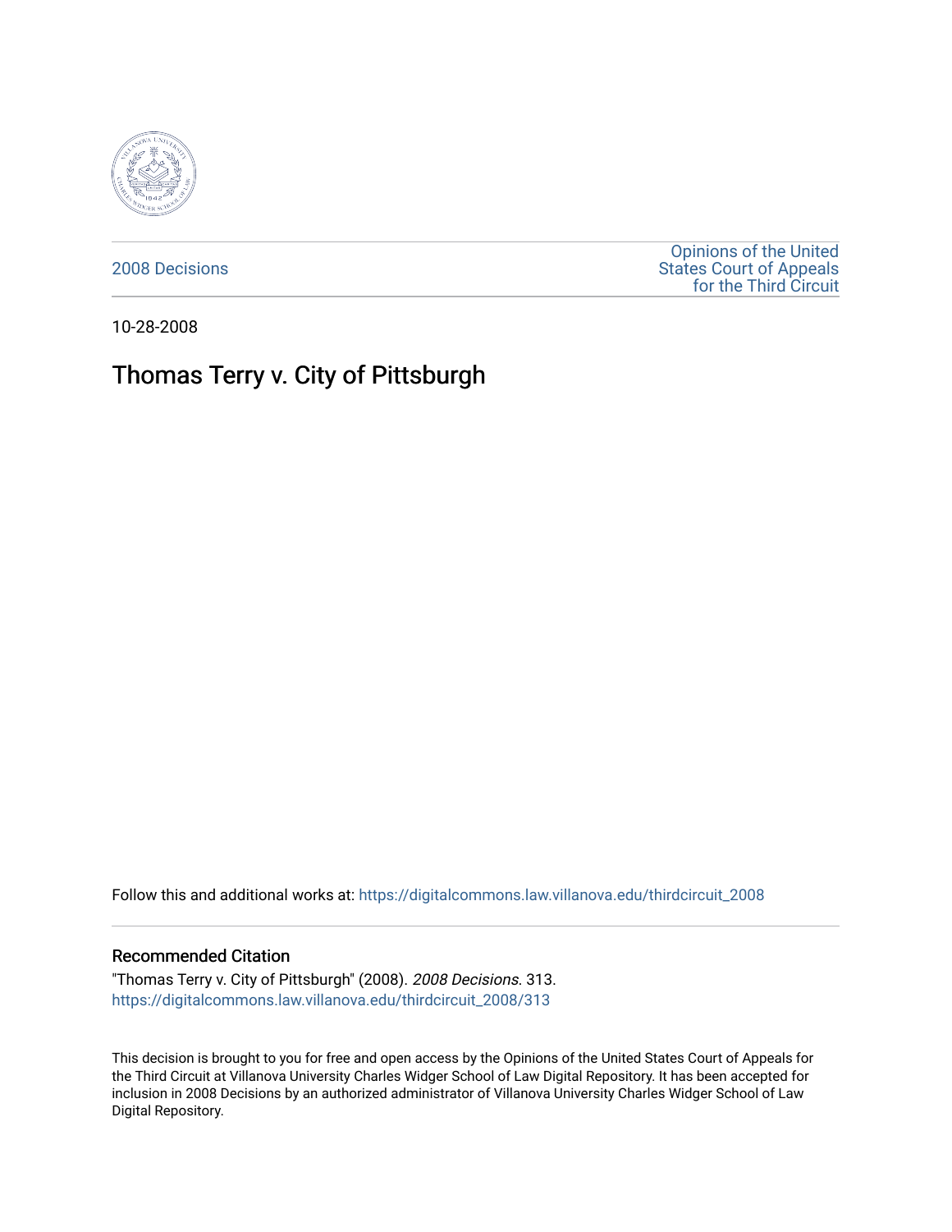2008 Decisions

Opinions of the United States Court of Appeals for the Third Circuit

10-28-2008

# Thomas Terry v. City of Pittsburgh

Follow this and additional works at: https://digitalcommons.law.villanova.edu/thirdcircuit_2008

## Recommended Citation

"Thomas Terry v. City of Pittsburgh" (2008). *2008 Decisions*. 313.
https://digitalcommons.law.villanova.edu/thirdcircuit_2008/313

This decision is brought to you for free and open access by the Opinions of the United States Court of Appeals for the Third Circuit at Villanova University Charles Widger School of Law Digital Repository. It has been accepted for inclusion in 2008 Decisions by an authorized administrator of Villanova University Charles Widger School of Law Digital Repository.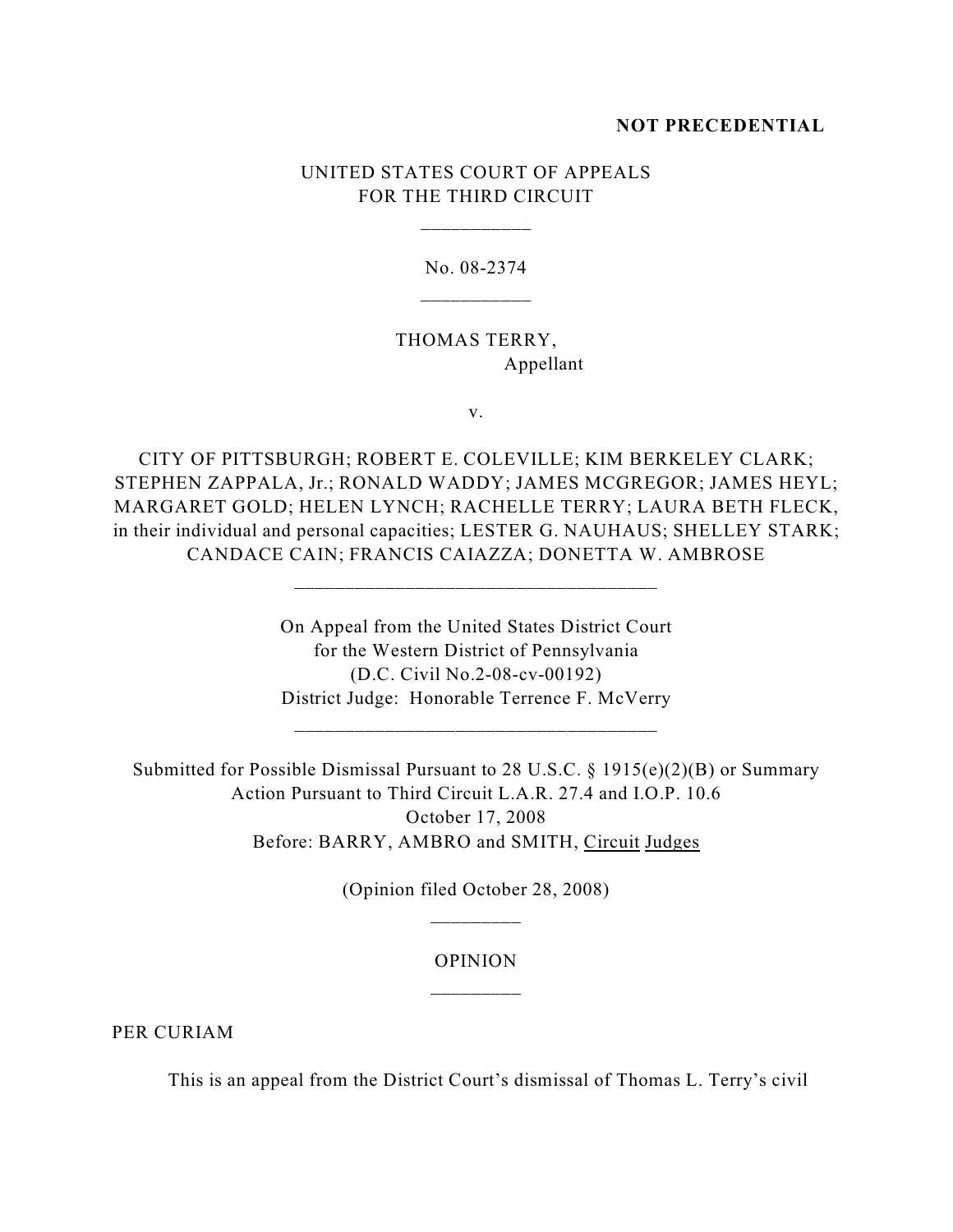**NOT PRECEDENTIAL**

UNITED STATES COURT OF APPEALS
FOR THE THIRD CIRCUIT

\_\_\_\_\_\_\_\_\_\_\_

No. 08-2374

\_\_\_\_\_\_\_\_\_\_\_

THOMAS TERRY,
Appellant

v.

CITY OF PITTSBURGH; ROBERT E. COLEVILLE; KIM BERKELEY CLARK; STEPHEN ZAPPALA, Jr.; RONALD WADDY; JAMES MCGREGOR; JAMES HEYL; MARGARET GOLD; HELEN LYNCH; RACHELLE TERRY; LAURA BETH FLECK, in their individual and personal capacities; LESTER G. NAUHAUS; SHELLEY STARK; CANDACE CAIN; FRANCIS CAIAZZA; DONETTA W. AMBROSE

\_\_\_\_\_\_\_\_\_\_\_\_\_\_\_\_\_\_\_\_\_\_\_\_\_\_\_\_\_\_\_\_\_\_\_\_

On Appeal from the United States District Court
for the Western District of Pennsylvania
(D.C. Civil No.2-08-cv-00192)
District Judge: Honorable Terrence F. McVerry

\_\_\_\_\_\_\_\_\_\_\_\_\_\_\_\_\_\_\_\_\_\_\_\_\_\_\_\_\_\_\_\_\_\_\_\_

Submitted for Possible Dismissal Pursuant to 28 U.S.C. § 1915(e)(2)(B) or Summary Action Pursuant to Third Circuit L.A.R. 27.4 and I.O.P. 10.6
October 17, 2008
Before: BARRY, AMBRO and SMITH, Circuit Judges

(Opinion filed October 28, 2008)

\_\_\_\_\_\_\_\_\_

OPINION

\_\_\_\_\_\_\_\_\_

PER CURIAM

This is an appeal from the District Court's dismissal of Thomas L. Terry's civil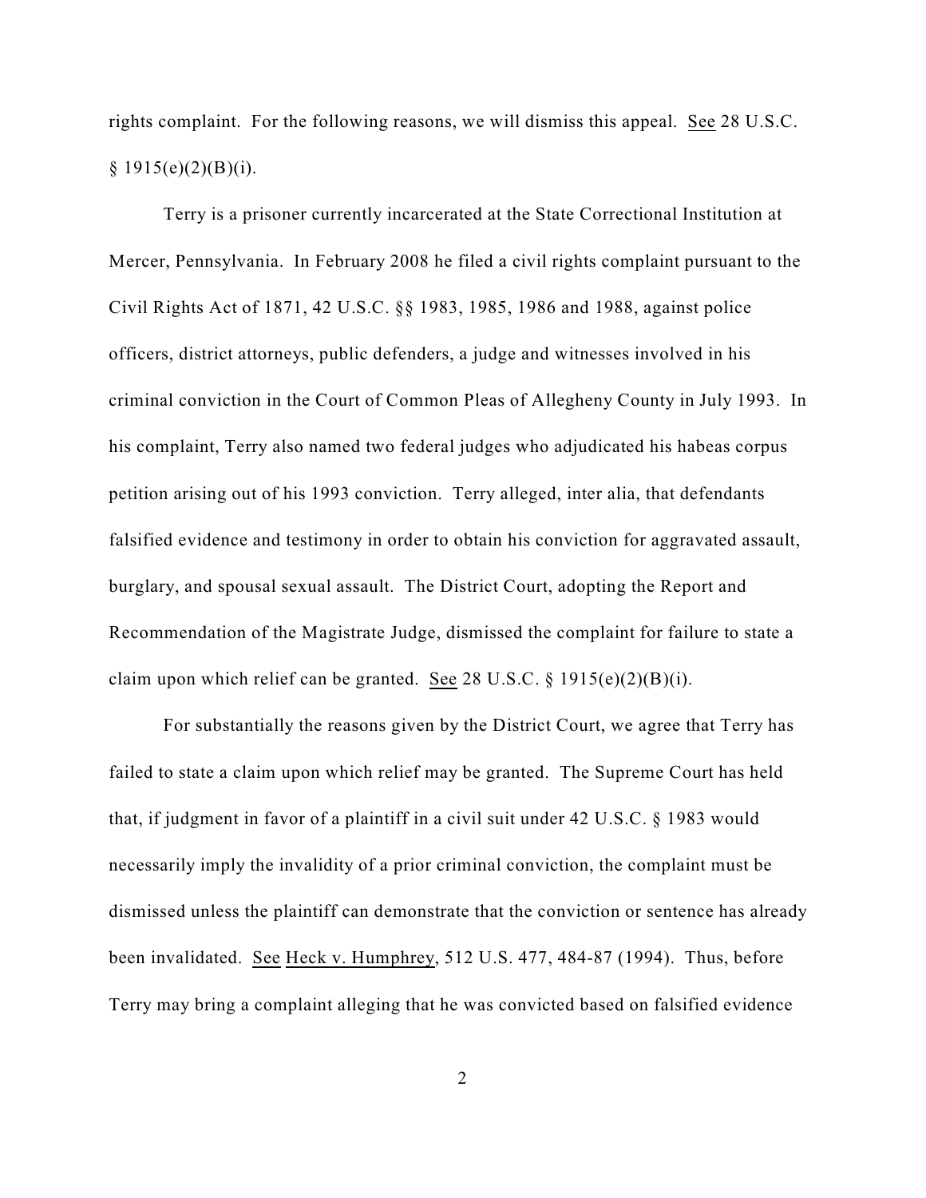rights complaint. For the following reasons, we will dismiss this appeal. See 28 U.S.C. § 1915(e)(2)(B)(i).

Terry is a prisoner currently incarcerated at the State Correctional Institution at Mercer, Pennsylvania. In February 2008 he filed a civil rights complaint pursuant to the Civil Rights Act of 1871, 42 U.S.C. §§ 1983, 1985, 1986 and 1988, against police officers, district attorneys, public defenders, a judge and witnesses involved in his criminal conviction in the Court of Common Pleas of Allegheny County in July 1993. In his complaint, Terry also named two federal judges who adjudicated his habeas corpus petition arising out of his 1993 conviction. Terry alleged, inter alia, that defendants falsified evidence and testimony in order to obtain his conviction for aggravated assault, burglary, and spousal sexual assault. The District Court, adopting the Report and Recommendation of the Magistrate Judge, dismissed the complaint for failure to state a claim upon which relief can be granted. See 28 U.S.C. § 1915(e)(2)(B)(i).

For substantially the reasons given by the District Court, we agree that Terry has failed to state a claim upon which relief may be granted. The Supreme Court has held that, if judgment in favor of a plaintiff in a civil suit under 42 U.S.C. § 1983 would necessarily imply the invalidity of a prior criminal conviction, the complaint must be dismissed unless the plaintiff can demonstrate that the conviction or sentence has already been invalidated. See Heck v. Humphrey, 512 U.S. 477, 484-87 (1994). Thus, before Terry may bring a complaint alleging that he was convicted based on falsified evidence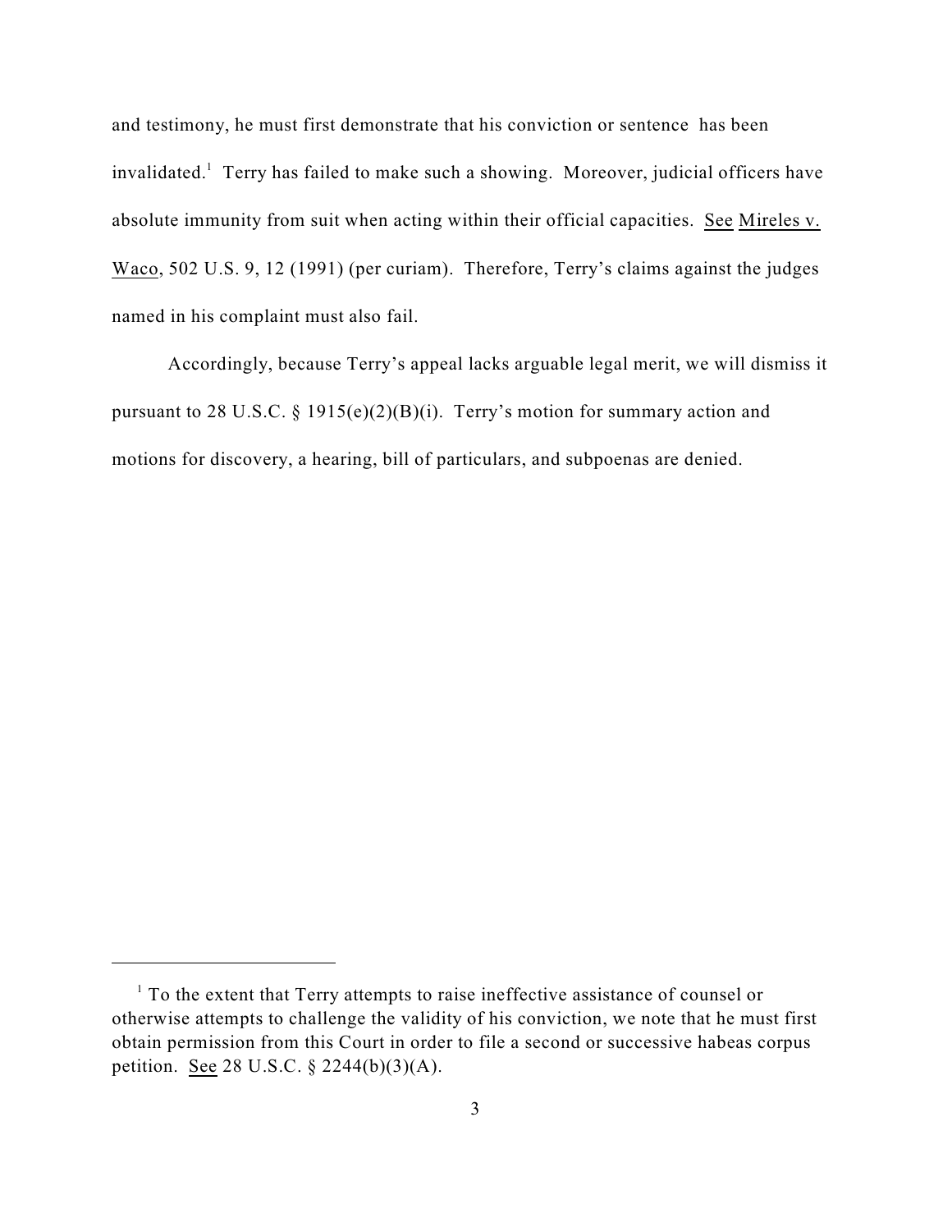and testimony, he must first demonstrate that his conviction or sentence has been invalidated.[1] Terry has failed to make such a showing. Moreover, judicial officers have absolute immunity from suit when acting within their official capacities. See Mireles v. Waco, 502 U.S. 9, 12 (1991) (per curiam). Therefore, Terry's claims against the judges named in his complaint must also fail.

Accordingly, because Terry's appeal lacks arguable legal merit, we will dismiss it pursuant to 28 U.S.C. § 1915(e)(2)(B)(i). Terry's motion for summary action and motions for discovery, a hearing, bill of particulars, and subpoenas are denied.

---

[1] To the extent that Terry attempts to raise ineffective assistance of counsel or otherwise attempts to challenge the validity of his conviction, we note that he must first obtain permission from this Court in order to file a second or successive habeas corpus petition. See 28 U.S.C. § 2244(b)(3)(A).